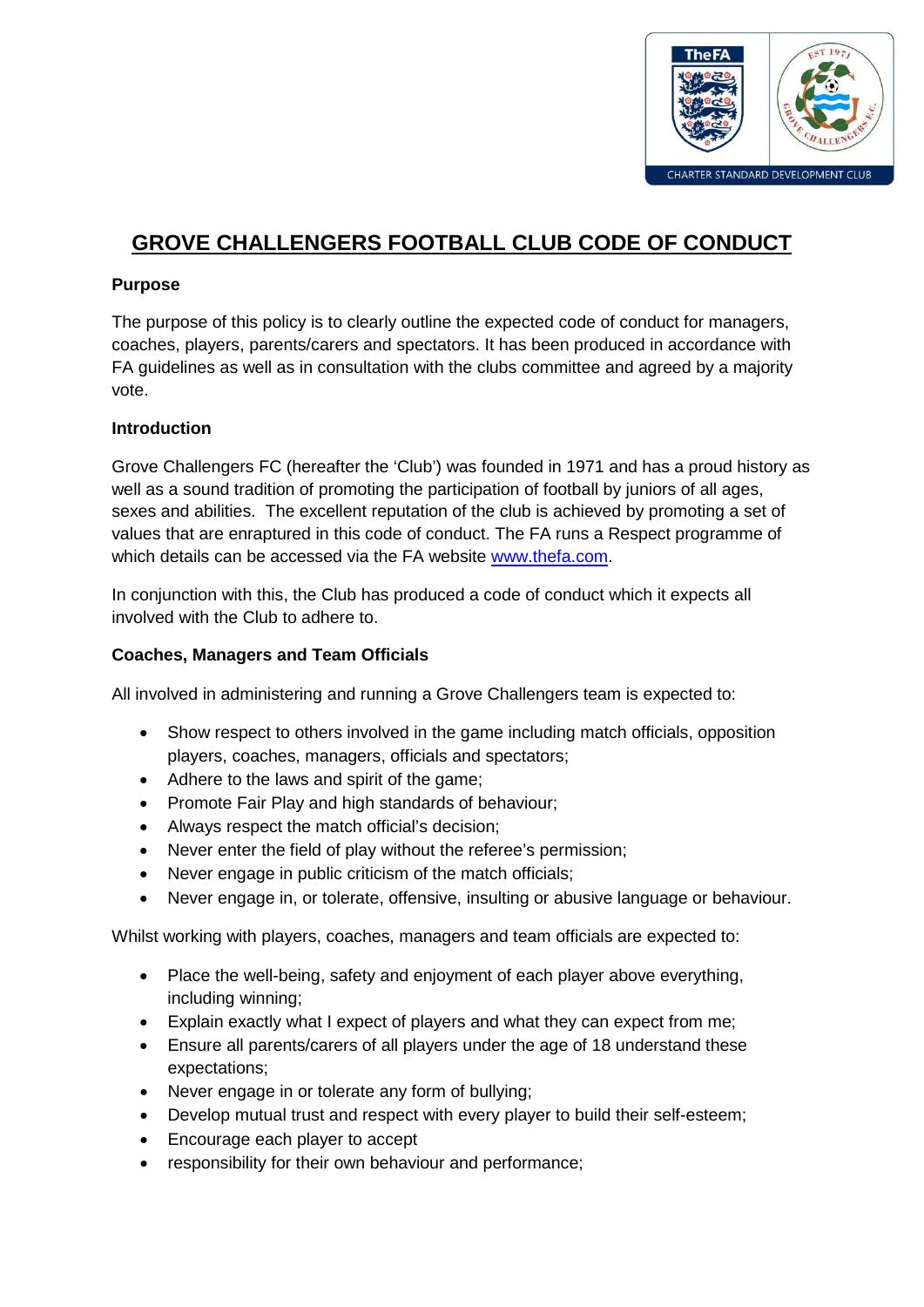# GROVE CHALLENGERS FOOTBALL CLUB CODE OF CONDUCT

**Purpose**

The purpose of this policy is to clearly outline the expected code of conduct for managers, coaches, players, parents/carers and spectators. It has been produced in accordance with FA guidelines as well as in consultation with the clubs committee and agreed by a majority vote.

**Introduction**

Grove Challengers FC (hereafter the 'Club') was founded in 1971 and has a proud history as well as a sound tradition of promoting the participation of football by juniors of all ages, sexes and abilities. The excellent reputation of the club is achieved by promoting a set of values that are enraptured in this code of conduct. The FA runs a Respect programme of which details can be accessed via the FA website www.thefa.com.

In conjunction with this, the Club has produced a code of conduct which it expects all involved with the Club to adhere to.

**Coaches, Managers and Team Officials**

All involved in administering and running a Grove Challengers team is expected to:

- Show respect to others involved in the game including match officials, opposition players, coaches, managers, officials and spectators;
- Adhere to the laws and spirit of the game;
- Promote Fair Play and high standards of behaviour;
- Always respect the match official's decision;
- Never enter the field of play without the referee's permission;
- Never engage in public criticism of the match officials;
- Never engage in, or tolerate, offensive, insulting or abusive language or behaviour.

Whilst working with players, coaches, managers and team officials are expected to:

- Place the well-being, safety and enjoyment of each player above everything, including winning;
- Explain exactly what I expect of players and what they can expect from me;
- Ensure all parents/carers of all players under the age of 18 understand these expectations;
- Never engage in or tolerate any form of bullying;
- Develop mutual trust and respect with every player to build their self-esteem;
- Encourage each player to accept
- responsibility for their own behaviour and performance;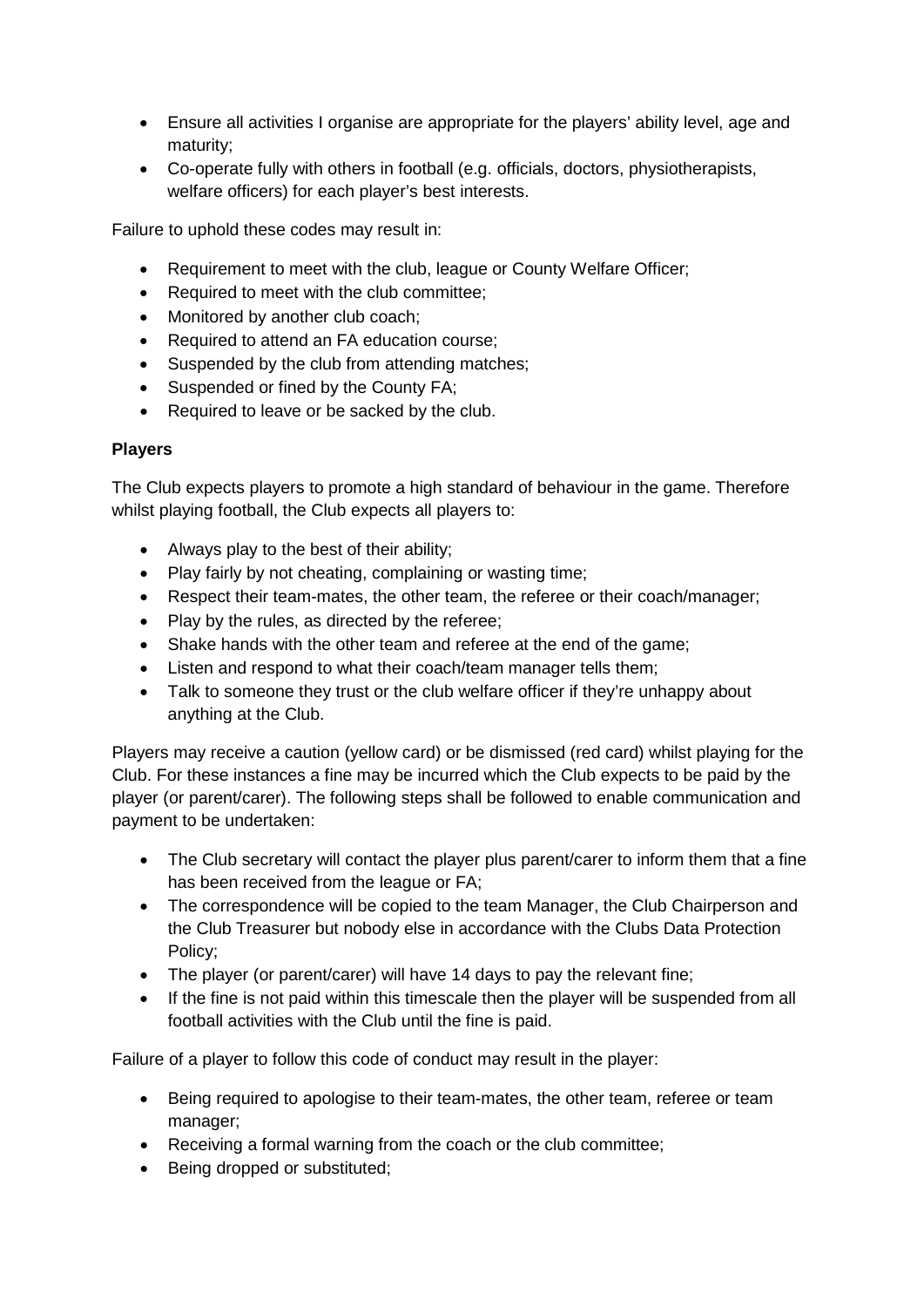- Ensure all activities I organise are appropriate for the players' ability level, age and maturity;
- Co-operate fully with others in football (e.g. officials, doctors, physiotherapists, welfare officers) for each player's best interests.

Failure to uphold these codes may result in:

- Requirement to meet with the club, league or County Welfare Officer;
- Required to meet with the club committee;
- Monitored by another club coach;
- Required to attend an FA education course;
- Suspended by the club from attending matches;
- Suspended or fined by the County FA;
- Required to leave or be sacked by the club.

**Players**

The Club expects players to promote a high standard of behaviour in the game. Therefore whilst playing football, the Club expects all players to:

- Always play to the best of their ability;
- Play fairly by not cheating, complaining or wasting time;
- Respect their team-mates, the other team, the referee or their coach/manager;
- Play by the rules, as directed by the referee;
- Shake hands with the other team and referee at the end of the game;
- Listen and respond to what their coach/team manager tells them;
- Talk to someone they trust or the club welfare officer if they're unhappy about anything at the Club.

Players may receive a caution (yellow card) or be dismissed (red card) whilst playing for the Club. For these instances a fine may be incurred which the Club expects to be paid by the player (or parent/carer). The following steps shall be followed to enable communication and payment to be undertaken:

- The Club secretary will contact the player plus parent/carer to inform them that a fine has been received from the league or FA;
- The correspondence will be copied to the team Manager, the Club Chairperson and the Club Treasurer but nobody else in accordance with the Clubs Data Protection Policy;
- The player (or parent/carer) will have 14 days to pay the relevant fine;
- If the fine is not paid within this timescale then the player will be suspended from all football activities with the Club until the fine is paid.

Failure of a player to follow this code of conduct may result in the player:

- Being required to apologise to their team-mates, the other team, referee or team manager;
- Receiving a formal warning from the coach or the club committee;
- Being dropped or substituted;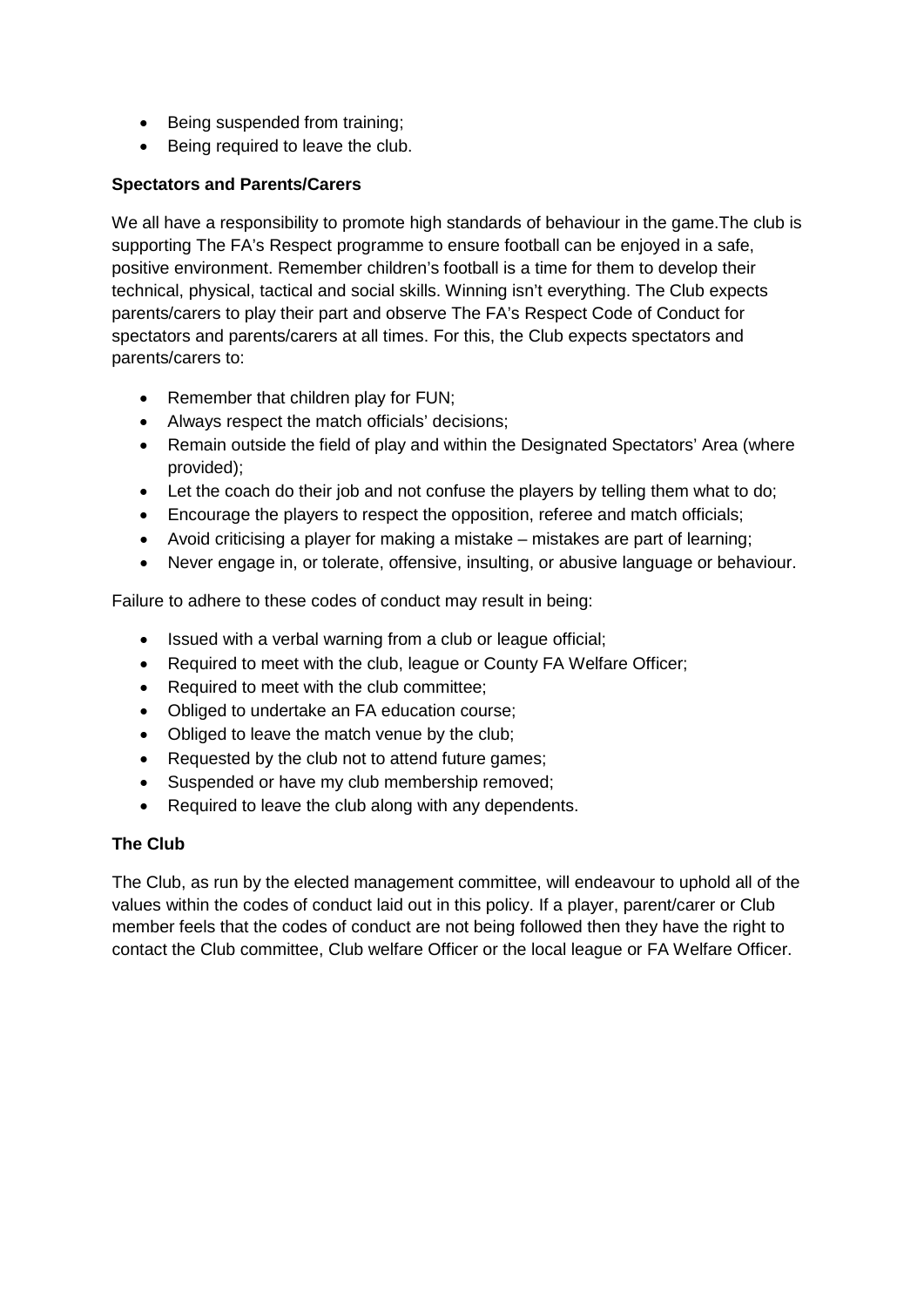- Being suspended from training;
- Being required to leave the club.

**Spectators and Parents/Carers**

We all have a responsibility to promote high standards of behaviour in the game.The club is supporting The FA's Respect programme to ensure football can be enjoyed in a safe, positive environment. Remember children's football is a time for them to develop their technical, physical, tactical and social skills. Winning isn't everything. The Club expects parents/carers to play their part and observe The FA's Respect Code of Conduct for spectators and parents/carers at all times. For this, the Club expects spectators and parents/carers to:

- Remember that children play for FUN;
- Always respect the match officials' decisions;
- Remain outside the field of play and within the Designated Spectators' Area (where provided);
- Let the coach do their job and not confuse the players by telling them what to do;
- Encourage the players to respect the opposition, referee and match officials;
- Avoid criticising a player for making a mistake – mistakes are part of learning;
- Never engage in, or tolerate, offensive, insulting, or abusive language or behaviour.

Failure to adhere to these codes of conduct may result in being:

- Issued with a verbal warning from a club or league official;
- Required to meet with the club, league or County FA Welfare Officer;
- Required to meet with the club committee;
- Obliged to undertake an FA education course;
- Obliged to leave the match venue by the club;
- Requested by the club not to attend future games;
- Suspended or have my club membership removed;
- Required to leave the club along with any dependents.

**The Club**

The Club, as run by the elected management committee, will endeavour to uphold all of the values within the codes of conduct laid out in this policy. If a player, parent/carer or Club member feels that the codes of conduct are not being followed then they have the right to contact the Club committee, Club welfare Officer or the local league or FA Welfare Officer.